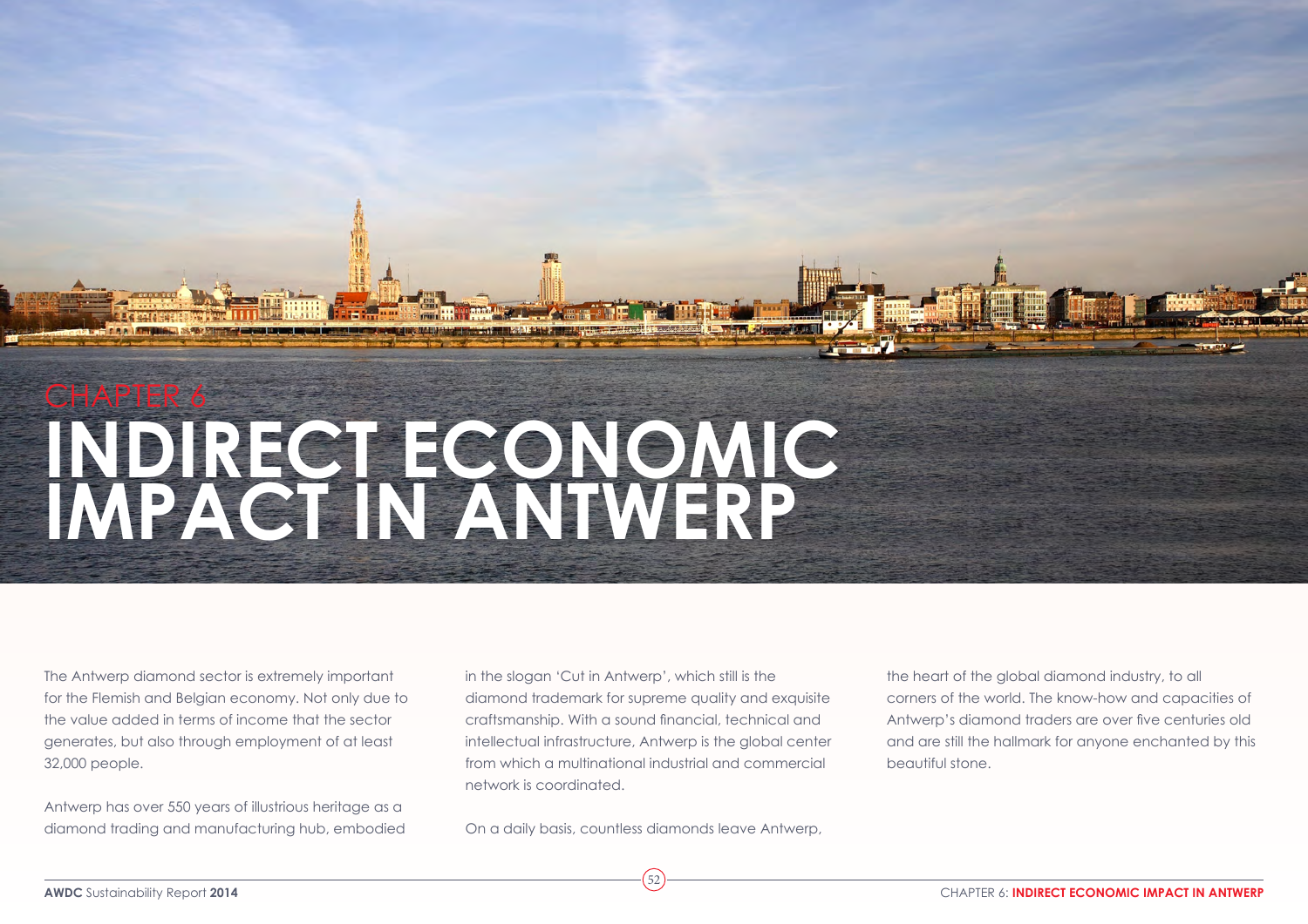CHAPTER 6

# INDIRECT ECONOMIC IMPACT IN ANTWERP

The Antwerp diamond sector is extremely important for the Flemish and Belgian economy. Not only due to the value added in terms of income that the sector generates, but also through employment of at least 32,000 people.

Antwerp has over 550 years of illustrious heritage as a diamond trading and manufacturing hub, embodied in the slogan 'Cut in Antwerp', which still is the diamond trademark for supreme quality and exquisite craftsmanship. With a sound financial, technical and intellectual infrastructure, Antwerp is the global center from which a multinational industrial and commercial network is coordinated.

On a daily basis, countless diamonds leave Antwerp, the heart of the global diamond industry, to all corners of the world. The know-how and capacities of Antwerp's diamond traders are over five centuries old and are still the hallmark for anyone enchanted by this beautiful stone.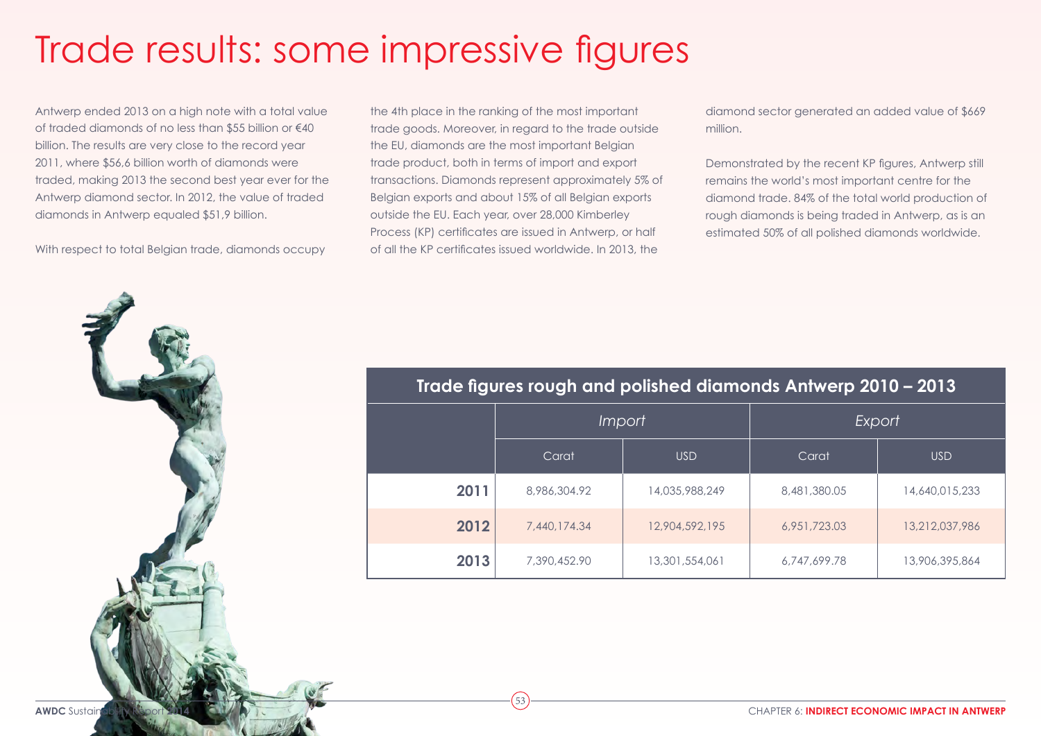# Trade results: some impressive figures

Antwerp ended 2013 on a high note with a total value of traded diamonds of no less than $55 billion or €40 billion. The results are very close to the record year 2011, where $56,6 billion worth of diamonds were traded, making 2013 the second best year ever for the Antwerp diamond sector. In 2012, the value of traded diamonds in Antwerp equaled $51,9 billion.

With respect to total Belgian trade, diamonds occupy the 4th place in the ranking of the most important trade goods. Moreover, in regard to the trade outside the EU, diamonds are the most important Belgian trade product, both in terms of import and export transactions. Diamonds represent approximately 5% of Belgian exports and about 15% of all Belgian exports outside the EU. Each year, over 28,000 Kimberley Process (KP) certificates are issued in Antwerp, or half of all the KP certificates issued worldwide. In 2013, the diamond sector generated an added value of $669 million.

Demonstrated by the recent KP figures, Antwerp still remains the world's most important centre for the diamond trade. 84% of the total world production of rough diamonds is being traded in Antwerp, as is an estimated 50% of all polished diamonds worldwide.

**Trade figures rough and polished diamonds Antwerp 2010 – 2013**

| | *Import* | | *Export* | |
|---|---|---|---|---|
| | Carat | USD | Carat | USD |
| **2011** | 8,986,304.92 | 14,035,988,249 | 8,481,380.05 | 14,640,015,233 |
| **2012** | 7,440,174.34 | 12,904,592,195 | 6,951,723.03 | 13,212,037,986 |
| **2013** | 7,390,452.90 | 13,301,554,061 | 6,747,699.78 | 13,906,395,864 |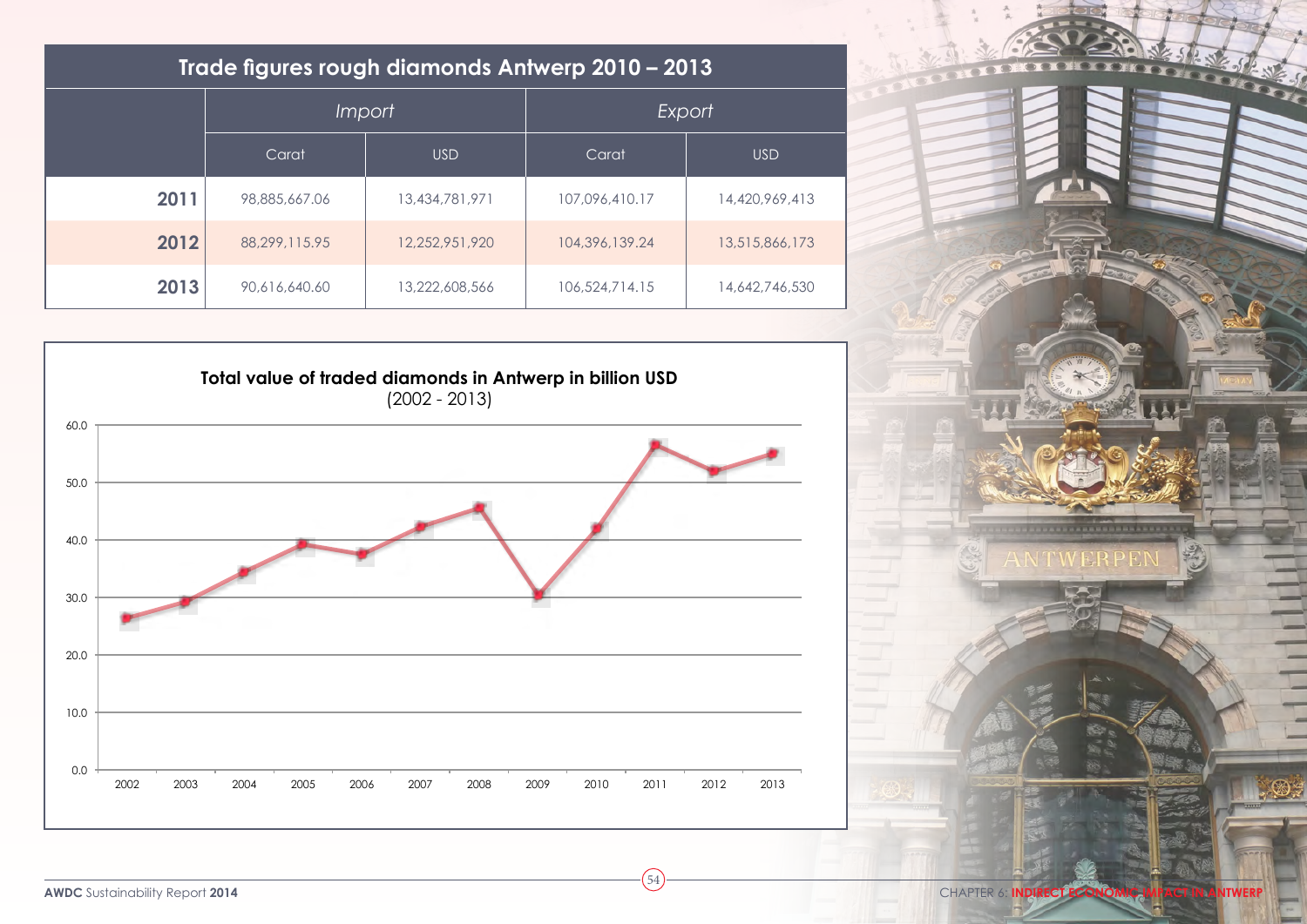## Trade figures rough diamonds Antwerp 2010 – 2013

| | *Import* | | *Export* | |
|---|---|---|---|---|
| | Carat | USD | Carat | USD |
| **2011** | 98,885,667.06 | 13,434,781,971 | 107,096,410.17 | 14,420,969,413 |
| **2012** | 88,299,115.95 | 12,252,951,920 | 104,396,139.24 | 13,515,866,173 |
| **2013** | 90,616,640.60 | 13,222,608,566 | 106,524,714.15 | 14,642,746,530 |

**Total value of traded diamonds in Antwerp in billion USD**
(2002 - 2013)

| Year | Value |
|---|---|
| 2002 | 26.5 |
| 2003 | 29.2 |
| 2004 | 34.4 |
| 2005 | 39.2 |
| 2006 | 37.6 |
| 2007 | 42.3 |
| 2008 | 45.6 |
| 2009 | 30.4 |
| 2010 | 42.0 |
| 2011 | 56.4 |
| 2012 | 52.0 |
| 2013 | 55.0 |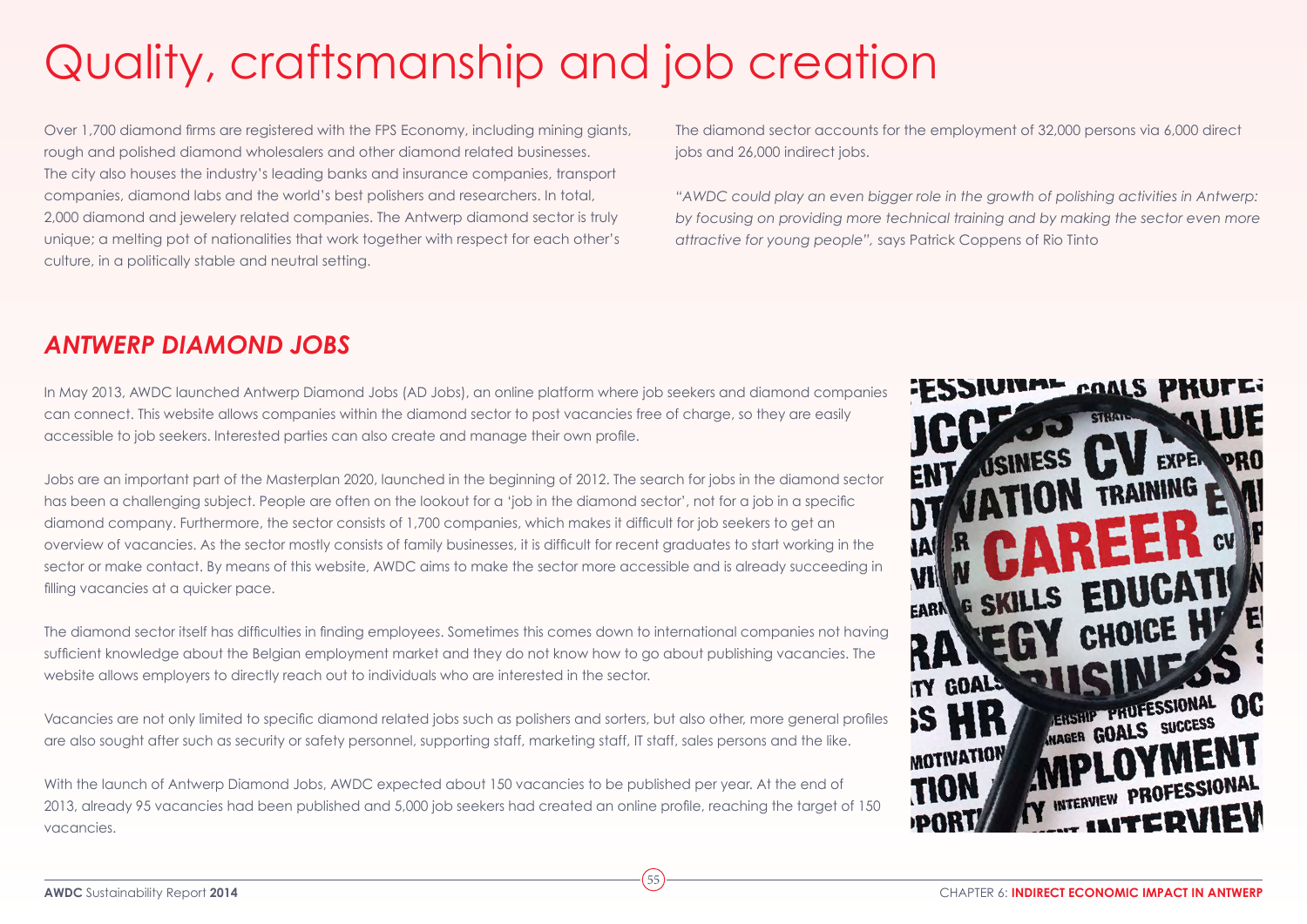# Quality, craftsmanship and job creation

Over 1,700 diamond firms are registered with the FPS Economy, including mining giants, rough and polished diamond wholesalers and other diamond related businesses. The city also houses the industry's leading banks and insurance companies, transport companies, diamond labs and the world's best polishers and researchers. In total, 2,000 diamond and jewelery related companies. The Antwerp diamond sector is truly unique; a melting pot of nationalities that work together with respect for each other's culture, in a politically stable and neutral setting.

The diamond sector accounts for the employment of 32,000 persons via 6,000 direct jobs and 26,000 indirect jobs.

*"AWDC could play an even bigger role in the growth of polishing activities in Antwerp: by focusing on providing more technical training and by making the sector even more attractive for young people",* says Patrick Coppens of Rio Tinto

## *ANTWERP DIAMOND JOBS*

In May 2013, AWDC launched Antwerp Diamond Jobs (AD Jobs), an online platform where job seekers and diamond companies can connect. This website allows companies within the diamond sector to post vacancies free of charge, so they are easily accessible to job seekers. Interested parties can also create and manage their own profile.

Jobs are an important part of the Masterplan 2020, launched in the beginning of 2012. The search for jobs in the diamond sector has been a challenging subject. People are often on the lookout for a 'job in the diamond sector', not for a job in a specific diamond company. Furthermore, the sector consists of 1,700 companies, which makes it difficult for job seekers to get an overview of vacancies. As the sector mostly consists of family businesses, it is difficult for recent graduates to start working in the sector or make contact. By means of this website, AWDC aims to make the sector more accessible and is already succeeding in filling vacancies at a quicker pace.

The diamond sector itself has difficulties in finding employees. Sometimes this comes down to international companies not having sufficient knowledge about the Belgian employment market and they do not know how to go about publishing vacancies. The website allows employers to directly reach out to individuals who are interested in the sector.

Vacancies are not only limited to specific diamond related jobs such as polishers and sorters, but also other, more general profiles are also sought after such as security or safety personnel, supporting staff, marketing staff, IT staff, sales persons and the like.

With the launch of Antwerp Diamond Jobs, AWDC expected about 150 vacancies to be published per year. At the end of 2013, already 95 vacancies had been published and 5,000 job seekers had created an online profile, reaching the target of 150 vacancies.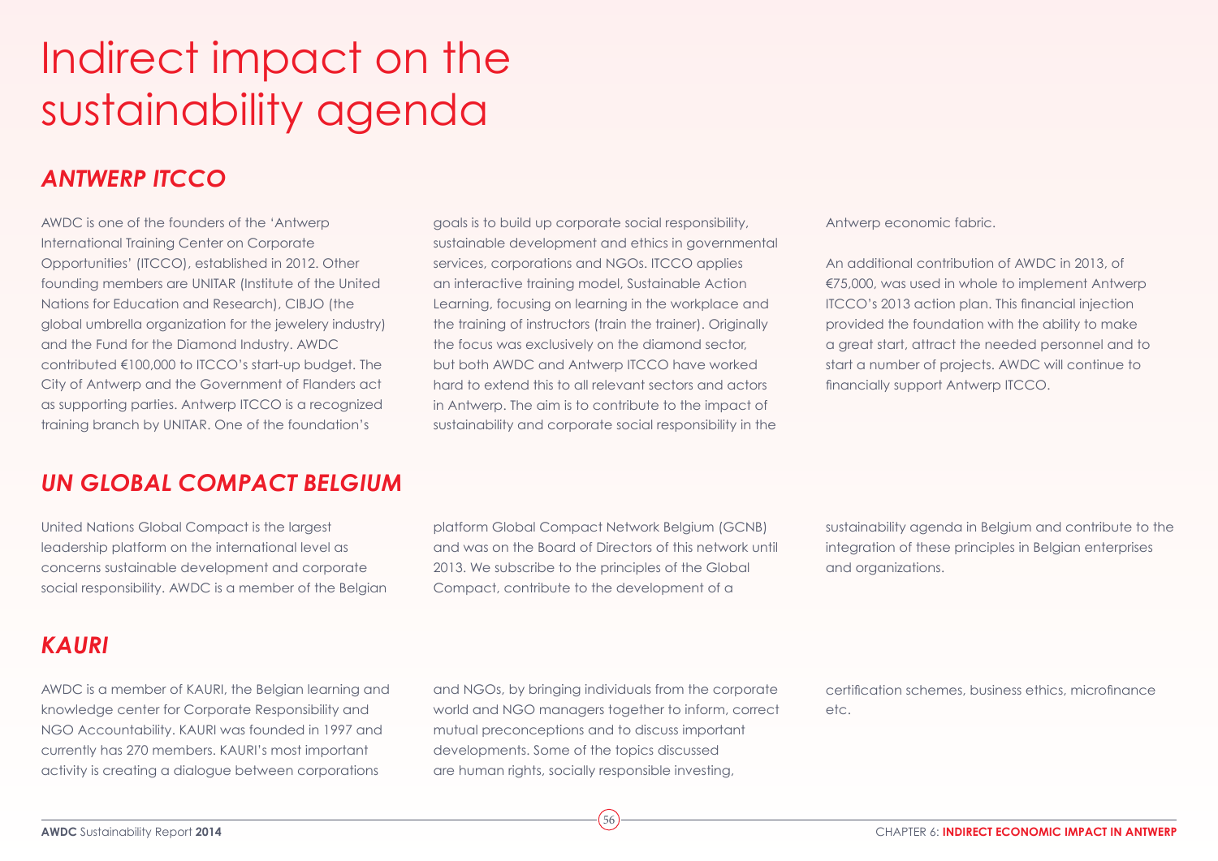# Indirect impact on the sustainability agenda

## *ANTWERP ITCCO*

AWDC is one of the founders of the 'Antwerp International Training Center on Corporate Opportunities' (ITCCO), established in 2012. Other founding members are UNITAR (Institute of the United Nations for Education and Research), CIBJO (the global umbrella organization for the jewelery industry) and the Fund for the Diamond Industry. AWDC contributed €100,000 to ITCCO's start-up budget. The City of Antwerp and the Government of Flanders act as supporting parties. Antwerp ITCCO is a recognized training branch by UNITAR. One of the foundation's goals is to build up corporate social responsibility, sustainable development and ethics in governmental services, corporations and NGOs. ITCCO applies an interactive training model, Sustainable Action Learning, focusing on learning in the workplace and the training of instructors (train the trainer). Originally the focus was exclusively on the diamond sector, but both AWDC and Antwerp ITCCO have worked hard to extend this to all relevant sectors and actors in Antwerp. The aim is to contribute to the impact of sustainability and corporate social responsibility in the Antwerp economic fabric.

An additional contribution of AWDC in 2013, of €75,000, was used in whole to implement Antwerp ITCCO's 2013 action plan. This financial injection provided the foundation with the ability to make a great start, attract the needed personnel and to start a number of projects. AWDC will continue to financially support Antwerp ITCCO.

## *UN GLOBAL COMPACT BELGIUM*

United Nations Global Compact is the largest leadership platform on the international level as concerns sustainable development and corporate social responsibility. AWDC is a member of the Belgian platform Global Compact Network Belgium (GCNB) and was on the Board of Directors of this network until 2013. We subscribe to the principles of the Global Compact, contribute to the development of a sustainability agenda in Belgium and contribute to the integration of these principles in Belgian enterprises and organizations.

## *KAURI*

AWDC is a member of KAURI, the Belgian learning and knowledge center for Corporate Responsibility and NGO Accountability. KAURI was founded in 1997 and currently has 270 members. KAURI's most important activity is creating a dialogue between corporations and NGOs, by bringing individuals from the corporate world and NGO managers together to inform, correct mutual preconceptions and to discuss important developments. Some of the topics discussed are human rights, socially responsible investing, certification schemes, business ethics, microfinance etc.